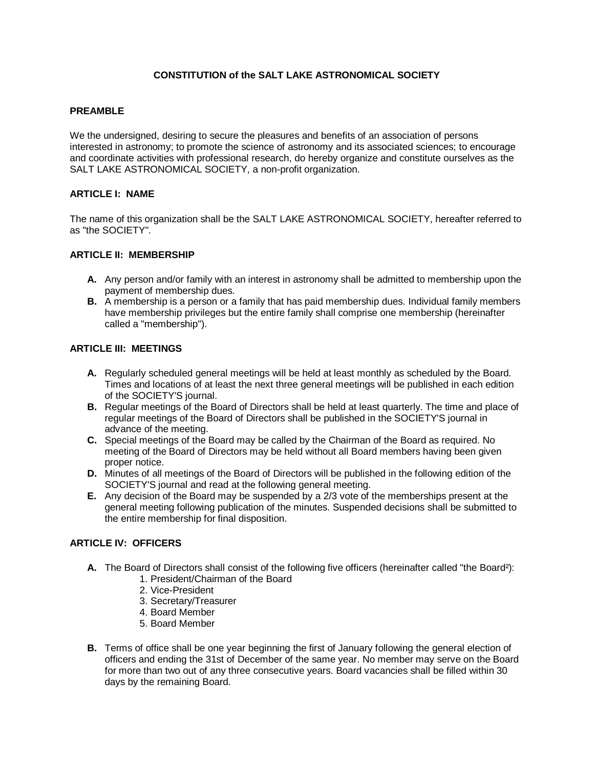# CONSTITUTION of the SALT LAKE ASTRONOMICAL SOCIETY

## PREAMBLE

We the undersigned, desiring to secure the pleasures and benefits of an association of persons interested in astronomy; to promote the science of astronomy and its associated sciences; to encourage and coordinate activities with professional research, do hereby organize and constitute ourselves as the SALT LAKE ASTRONOMICAL SOCIETY, a non-profit organization.

## ARTICLE I: NAME

The name of this organization shall be the SALT LAKE ASTRONOMICAL SOCIETY, hereafter referred to as "the SOCIETY".

## ARTICLE II: MEMBERSHIP

- **A.** Any person and/or family with an interest in astronomy shall be admitted to membership upon the payment of membership dues.
- **B.** A membership is a person or a family that has paid membership dues. Individual family members have membership privileges but the entire family shall comprise one membership (hereinafter called a "membership").

## ARTICLE III: MEETINGS

- **A.** Regularly scheduled general meetings will be held at least monthly as scheduled by the Board. Times and locations of at least the next three general meetings will be published in each edition of the SOCIETY'S journal.
- **B.** Regular meetings of the Board of Directors shall be held at least quarterly. The time and place of regular meetings of the Board of Directors shall be published in the SOCIETY'S journal in advance of the meeting.
- **C.** Special meetings of the Board may be called by the Chairman of the Board as required. No meeting of the Board of Directors may be held without all Board members having been given proper notice.
- **D.** Minutes of all meetings of the Board of Directors will be published in the following edition of the SOCIETY'S journal and read at the following general meeting.
- **E.** Any decision of the Board may be suspended by a 2/3 vote of the memberships present at the general meeting following publication of the minutes. Suspended decisions shall be submitted to the entire membership for final disposition.

## ARTICLE IV: OFFICERS

- **A.** The Board of Directors shall consist of the following five officers (hereinafter called "the Board"):
  1. President/Chairman of the Board
  2. Vice-President
  3. Secretary/Treasurer
  4. Board Member
  5. Board Member
- **B.** Terms of office shall be one year beginning the first of January following the general election of officers and ending the 31st of December of the same year. No member may serve on the Board for more than two out of any three consecutive years. Board vacancies shall be filled within 30 days by the remaining Board.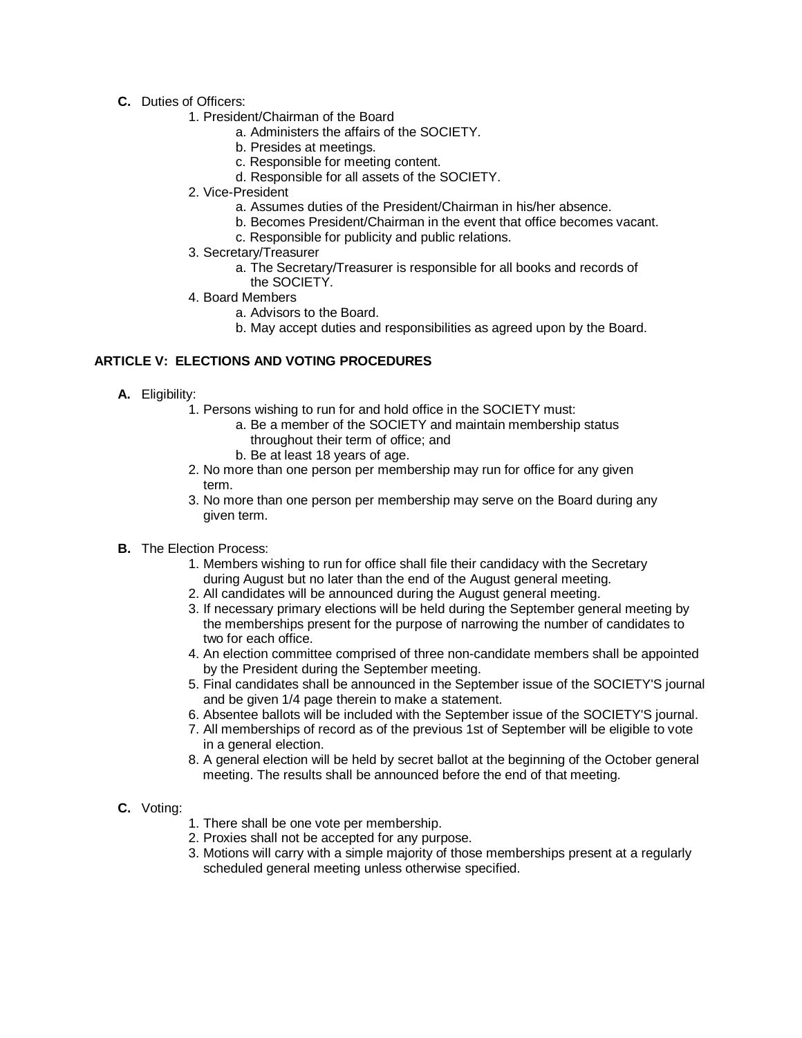**C.** Duties of Officers:

1. President/Chairman of the Board
    a. Administers the affairs of the SOCIETY.
    b. Presides at meetings.
    c. Responsible for meeting content.
    d. Responsible for all assets of the SOCIETY.
2. Vice-President
    a. Assumes duties of the President/Chairman in his/her absence.
    b. Becomes President/Chairman in the event that office becomes vacant.
    c. Responsible for publicity and public relations.
3. Secretary/Treasurer
    a. The Secretary/Treasurer is responsible for all books and records of the SOCIETY.
4. Board Members
    a. Advisors to the Board.
    b. May accept duties and responsibilities as agreed upon by the Board.

## ARTICLE V: ELECTIONS AND VOTING PROCEDURES

**A.** Eligibility:

1. Persons wishing to run for and hold office in the SOCIETY must:
    a. Be a member of the SOCIETY and maintain membership status throughout their term of office; and
    b. Be at least 18 years of age.
2. No more than one person per membership may run for office for any given term.
3. No more than one person per membership may serve on the Board during any given term.

**B.** The Election Process:

1. Members wishing to run for office shall file their candidacy with the Secretary during August but no later than the end of the August general meeting.
2. All candidates will be announced during the August general meeting.
3. If necessary primary elections will be held during the September general meeting by the memberships present for the purpose of narrowing the number of candidates to two for each office.
4. An election committee comprised of three non-candidate members shall be appointed by the President during the September meeting.
5. Final candidates shall be announced in the September issue of the SOCIETY'S journal and be given 1/4 page therein to make a statement.
6. Absentee ballots will be included with the September issue of the SOCIETY'S journal.
7. All memberships of record as of the previous 1st of September will be eligible to vote in a general election.
8. A general election will be held by secret ballot at the beginning of the October general meeting. The results shall be announced before the end of that meeting.

**C.** Voting:

1. There shall be one vote per membership.
2. Proxies shall not be accepted for any purpose.
3. Motions will carry with a simple majority of those memberships present at a regularly scheduled general meeting unless otherwise specified.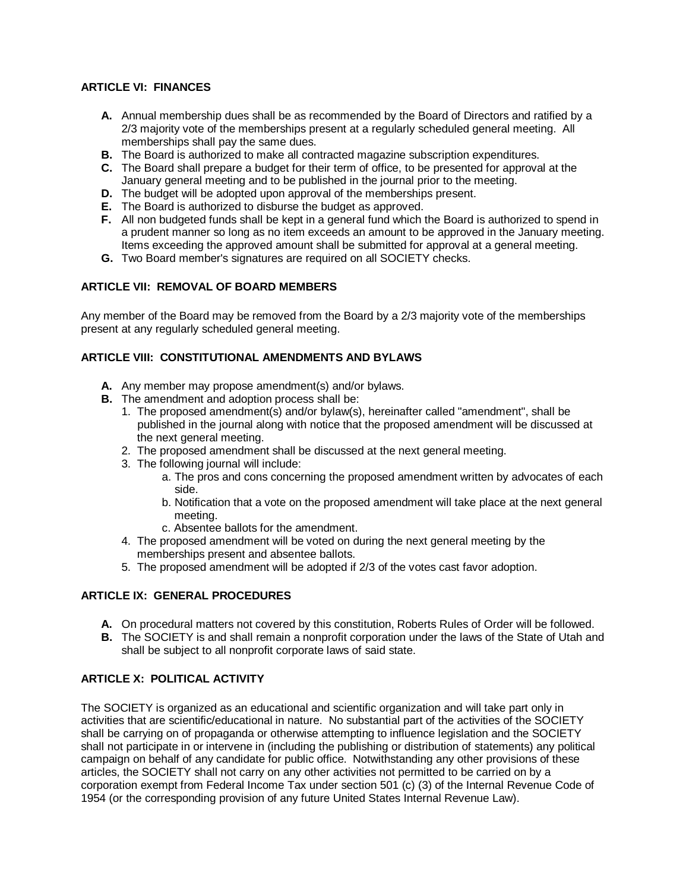### ARTICLE VI: FINANCES

- **A.** Annual membership dues shall be as recommended by the Board of Directors and ratified by a 2/3 majority vote of the memberships present at a regularly scheduled general meeting. All memberships shall pay the same dues.
- **B.** The Board is authorized to make all contracted magazine subscription expenditures.
- **C.** The Board shall prepare a budget for their term of office, to be presented for approval at the January general meeting and to be published in the journal prior to the meeting.
- **D.** The budget will be adopted upon approval of the memberships present.
- **E.** The Board is authorized to disburse the budget as approved.
- **F.** All non budgeted funds shall be kept in a general fund which the Board is authorized to spend in a prudent manner so long as no item exceeds an amount to be approved in the January meeting. Items exceeding the approved amount shall be submitted for approval at a general meeting.
- **G.** Two Board member's signatures are required on all SOCIETY checks.

### ARTICLE VII: REMOVAL OF BOARD MEMBERS

Any member of the Board may be removed from the Board by a 2/3 majority vote of the memberships present at any regularly scheduled general meeting.

### ARTICLE VIII: CONSTITUTIONAL AMENDMENTS AND BYLAWS

- **A.** Any member may propose amendment(s) and/or bylaws.
- **B.** The amendment and adoption process shall be:
  1. The proposed amendment(s) and/or bylaw(s), hereinafter called "amendment", shall be published in the journal along with notice that the proposed amendment will be discussed at the next general meeting.
  2. The proposed amendment shall be discussed at the next general meeting.
  3. The following journal will include:
     - a. The pros and cons concerning the proposed amendment written by advocates of each side.
     - b. Notification that a vote on the proposed amendment will take place at the next general meeting.
     - c. Absentee ballots for the amendment.
  4. The proposed amendment will be voted on during the next general meeting by the memberships present and absentee ballots.
  5. The proposed amendment will be adopted if 2/3 of the votes cast favor adoption.

### ARTICLE IX: GENERAL PROCEDURES

- **A.** On procedural matters not covered by this constitution, Roberts Rules of Order will be followed.
- **B.** The SOCIETY is and shall remain a nonprofit corporation under the laws of the State of Utah and shall be subject to all nonprofit corporate laws of said state.

### ARTICLE X: POLITICAL ACTIVITY

The SOCIETY is organized as an educational and scientific organization and will take part only in activities that are scientific/educational in nature. No substantial part of the activities of the SOCIETY shall be carrying on of propaganda or otherwise attempting to influence legislation and the SOCIETY shall not participate in or intervene in (including the publishing or distribution of statements) any political campaign on behalf of any candidate for public office. Notwithstanding any other provisions of these articles, the SOCIETY shall not carry on any other activities not permitted to be carried on by a corporation exempt from Federal Income Tax under section 501 (c) (3) of the Internal Revenue Code of 1954 (or the corresponding provision of any future United States Internal Revenue Law).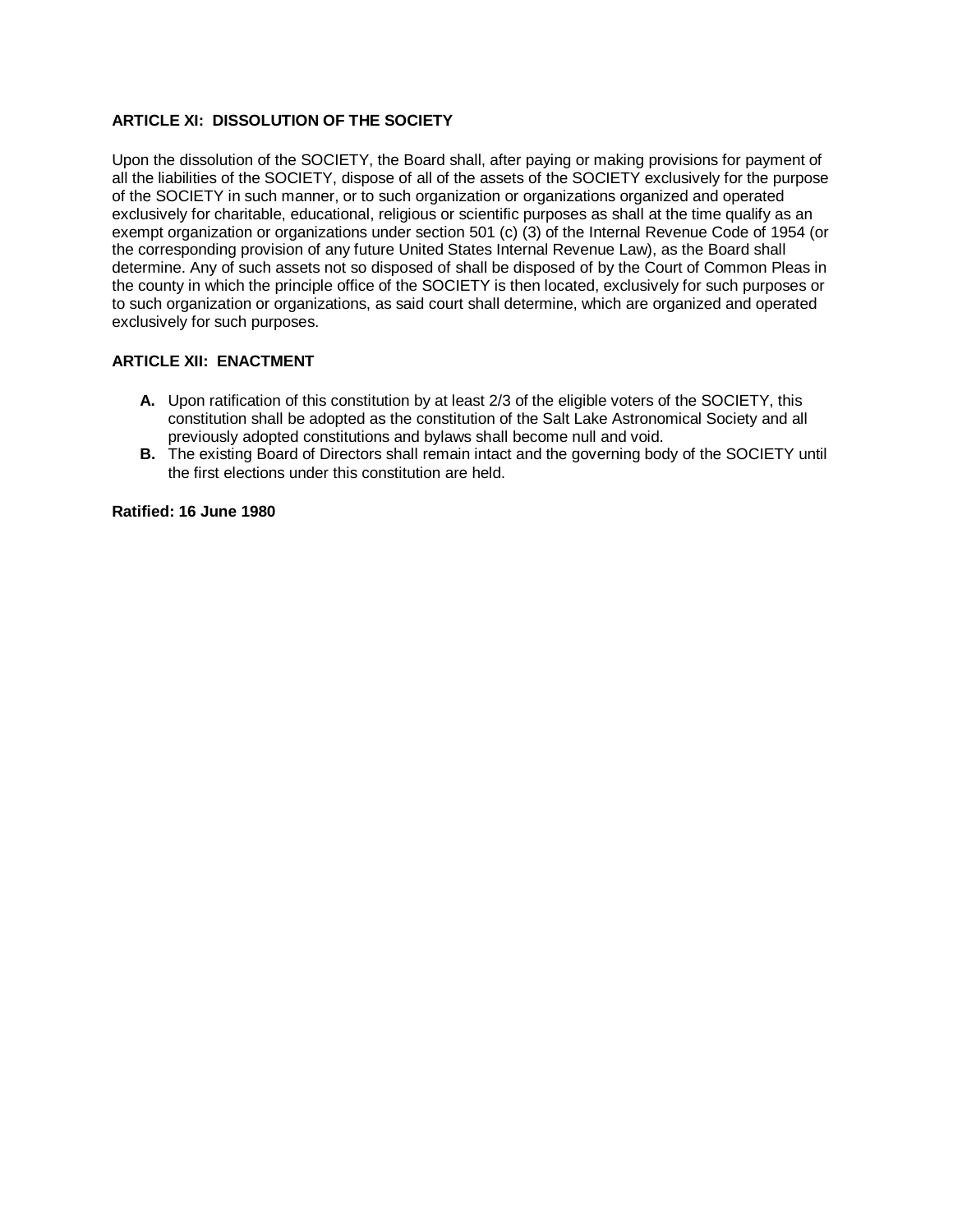**ARTICLE XI: DISSOLUTION OF THE SOCIETY**

Upon the dissolution of the SOCIETY, the Board shall, after paying or making provisions for payment of all the liabilities of the SOCIETY, dispose of all of the assets of the SOCIETY exclusively for the purpose of the SOCIETY in such manner, or to such organization or organizations organized and operated exclusively for charitable, educational, religious or scientific purposes as shall at the time qualify as an exempt organization or organizations under section 501 (c) (3) of the Internal Revenue Code of 1954 (or the corresponding provision of any future United States Internal Revenue Law), as the Board shall determine. Any of such assets not so disposed of shall be disposed of by the Court of Common Pleas in the county in which the principle office of the SOCIETY is then located, exclusively for such purposes or to such organization or organizations, as said court shall determine, which are organized and operated exclusively for such purposes.

**ARTICLE XII: ENACTMENT**

- **A.** Upon ratification of this constitution by at least 2/3 of the eligible voters of the SOCIETY, this constitution shall be adopted as the constitution of the Salt Lake Astronomical Society and all previously adopted constitutions and bylaws shall become null and void.
- **B.** The existing Board of Directors shall remain intact and the governing body of the SOCIETY until the first elections under this constitution are held.

**Ratified: 16 June 1980**